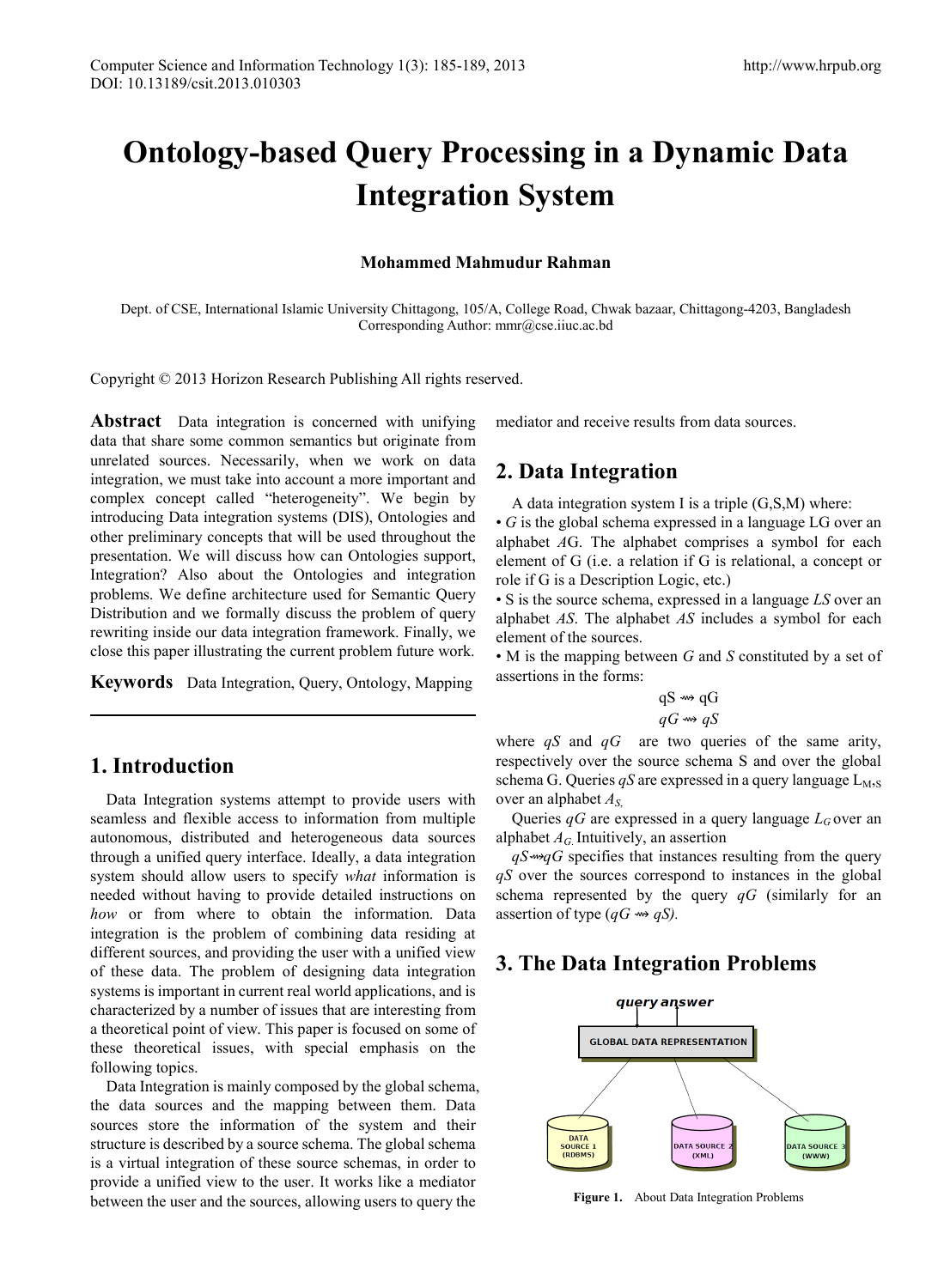# Ontology-based Query Processing in a Dynamic Data Integration System

**Mohammed Mahmudur Rahman**

Dept. of CSE, International Islamic University Chittagong, 105/A, College Road, Chwak bazaar, Chittagong-4203, Bangladesh
Corresponding Author: mmr@cse.iiuc.ac.bd

Copyright © 2013 Horizon Research Publishing All rights reserved.

**Abstract** Data integration is concerned with unifying data that share some common semantics but originate from unrelated sources. Necessarily, when we work on data integration, we must take into account a more important and complex concept called "heterogeneity". We begin by introducing Data integration systems (DIS), Ontologies and other preliminary concepts that will be used throughout the presentation. We will discuss how can Ontologies support, Integration? Also about the Ontologies and integration problems. We define architecture used for Semantic Query Distribution and we formally discuss the problem of query rewriting inside our data integration framework. Finally, we close this paper illustrating the current problem future work.

**Keywords** Data Integration, Query, Ontology, Mapping

## 1. Introduction

Data Integration systems attempt to provide users with seamless and flexible access to information from multiple autonomous, distributed and heterogeneous data sources through a unified query interface. Ideally, a data integration system should allow users to specify *what* information is needed without having to provide detailed instructions on *how* or from where to obtain the information. Data integration is the problem of combining data residing at different sources, and providing the user with a unified view of these data. The problem of designing data integration systems is important in current real world applications, and is characterized by a number of issues that are interesting from a theoretical point of view. This paper is focused on some of these theoretical issues, with special emphasis on the following topics.

Data Integration is mainly composed by the global schema, the data sources and the mapping between them. Data sources store the information of the system and their structure is described by a source schema. The global schema is a virtual integration of these source schemas, in order to provide a unified view to the user. It works like a mediator between the user and the sources, allowing users to query the mediator and receive results from data sources.

## 2. Data Integration

A data integration system I is a triple (G,S,M) where:

- *G* is the global schema expressed in a language LG over an alphabet *A*G. The alphabet comprises a symbol for each element of G (i.e. a relation if G is relational, a concept or role if G is a Description Logic, etc.)
- S is the source schema, expressed in a language *LS* over an alphabet *AS*. The alphabet *AS* includes a symbol for each element of the sources.
- M is the mapping between *G* and *S* constituted by a set of assertions in the forms:

$$qS \rightsquigarrow qG$$
$$qG \rightsquigarrow qS$$

where *qS* and *qG* are two queries of the same arity, respectively over the source schema S and over the global schema G. Queries *qS* are expressed in a query language $L_{M,S}$ over an alphabet $A_S$.

Queries *qG* are expressed in a query language $L_G$ over an alphabet $A_G$. Intuitively, an assertion

$qS \rightsquigarrow qG$ specifies that instances resulting from the query *qS* over the sources correspond to instances in the global schema represented by the query *qG* (similarly for an assertion of type ($qG \rightsquigarrow qS$).

## 3. The Data Integration Problems

**Figure 1.** About Data Integration Problems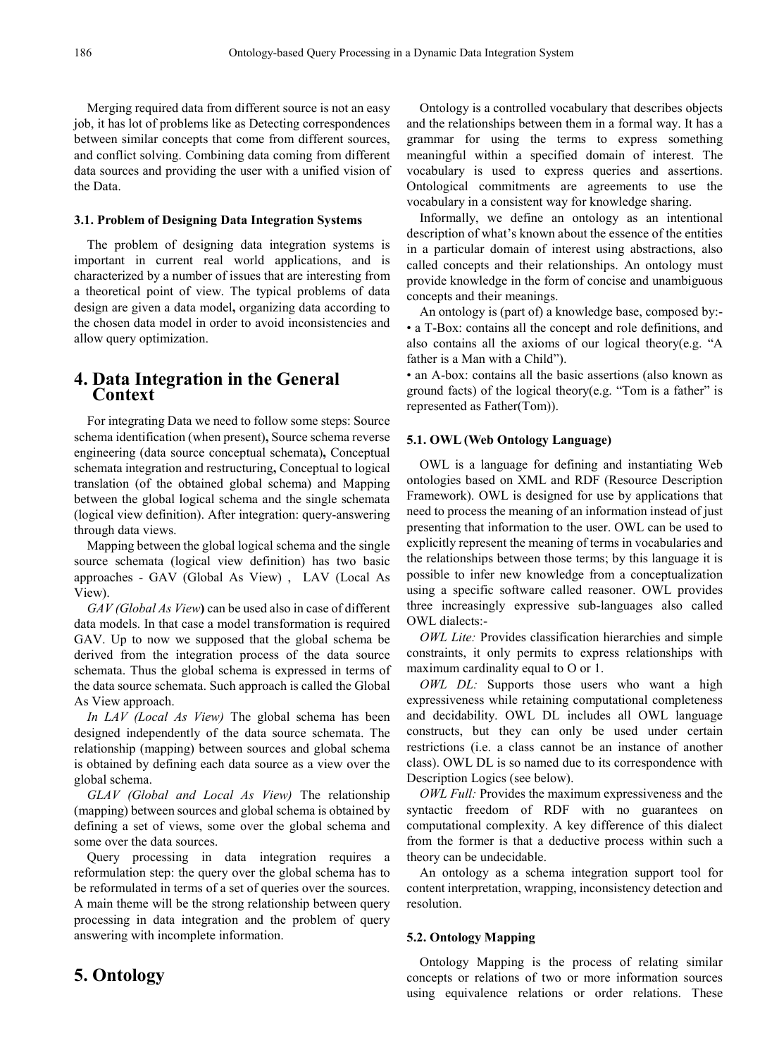Merging required data from different source is not an easy job, it has lot of problems like as Detecting correspondences between similar concepts that come from different sources, and conflict solving. Combining data coming from different data sources and providing the user with a unified vision of the Data.

### 3.1. Problem of Designing Data Integration Systems

The problem of designing data integration systems is important in current real world applications, and is characterized by a number of issues that are interesting from a theoretical point of view. The typical problems of data design are given a data model**,** organizing data according to the chosen data model in order to avoid inconsistencies and allow query optimization.

## 4. Data Integration in the General Context

For integrating Data we need to follow some steps: Source schema identification (when present)**,** Source schema reverse engineering (data source conceptual schemata)**,** Conceptual schemata integration and restructuring**,** Conceptual to logical translation (of the obtained global schema) and Mapping between the global logical schema and the single schemata (logical view definition). After integration: query-answering through data views.

Mapping between the global logical schema and the single source schemata (logical view definition) has two basic approaches - GAV (Global As View) , LAV (Local As View).

*GAV (Global As View***)** can be used also in case of different data models. In that case a model transformation is required GAV. Up to now we supposed that the global schema be derived from the integration process of the data source schemata. Thus the global schema is expressed in terms of the data source schemata. Such approach is called the Global As View approach.

*In LAV (Local As View)* The global schema has been designed independently of the data source schemata. The relationship (mapping) between sources and global schema is obtained by defining each data source as a view over the global schema.

*GLAV (Global and Local As View)* The relationship (mapping) between sources and global schema is obtained by defining a set of views, some over the global schema and some over the data sources.

Query processing in data integration requires a reformulation step: the query over the global schema has to be reformulated in terms of a set of queries over the sources. A main theme will be the strong relationship between query processing in data integration and the problem of query answering with incomplete information.

## 5. Ontology

Ontology is a controlled vocabulary that describes objects and the relationships between them in a formal way. It has a grammar for using the terms to express something meaningful within a specified domain of interest. The vocabulary is used to express queries and assertions. Ontological commitments are agreements to use the vocabulary in a consistent way for knowledge sharing.

Informally, we define an ontology as an intentional description of what's known about the essence of the entities in a particular domain of interest using abstractions, also called concepts and their relationships. An ontology must provide knowledge in the form of concise and unambiguous concepts and their meanings.

An ontology is (part of) a knowledge base, composed by:-

- a T-Box: contains all the concept and role definitions, and also contains all the axioms of our logical theory(e.g. "A father is a Man with a Child").
- an A-box: contains all the basic assertions (also known as ground facts) of the logical theory(e.g. "Tom is a father" is represented as Father(Tom)).

### 5.1. OWL (Web Ontology Language)

OWL is a language for defining and instantiating Web ontologies based on XML and RDF (Resource Description Framework). OWL is designed for use by applications that need to process the meaning of an information instead of just presenting that information to the user. OWL can be used to explicitly represent the meaning of terms in vocabularies and the relationships between those terms; by this language it is possible to infer new knowledge from a conceptualization using a specific software called reasoner. OWL provides three increasingly expressive sub-languages also called OWL dialects:-

*OWL Lite:* Provides classification hierarchies and simple constraints, it only permits to express relationships with maximum cardinality equal to O or 1.

*OWL DL:* Supports those users who want a high expressiveness while retaining computational completeness and decidability. OWL DL includes all OWL language constructs, but they can only be used under certain restrictions (i.e. a class cannot be an instance of another class). OWL DL is so named due to its correspondence with Description Logics (see below).

*OWL Full:* Provides the maximum expressiveness and the syntactic freedom of RDF with no guarantees on computational complexity. A key difference of this dialect from the former is that a deductive process within such a theory can be undecidable.

An ontology as a schema integration support tool for content interpretation, wrapping, inconsistency detection and resolution.

### 5.2. Ontology Mapping

Ontology Mapping is the process of relating similar concepts or relations of two or more information sources using equivalence relations or order relations. These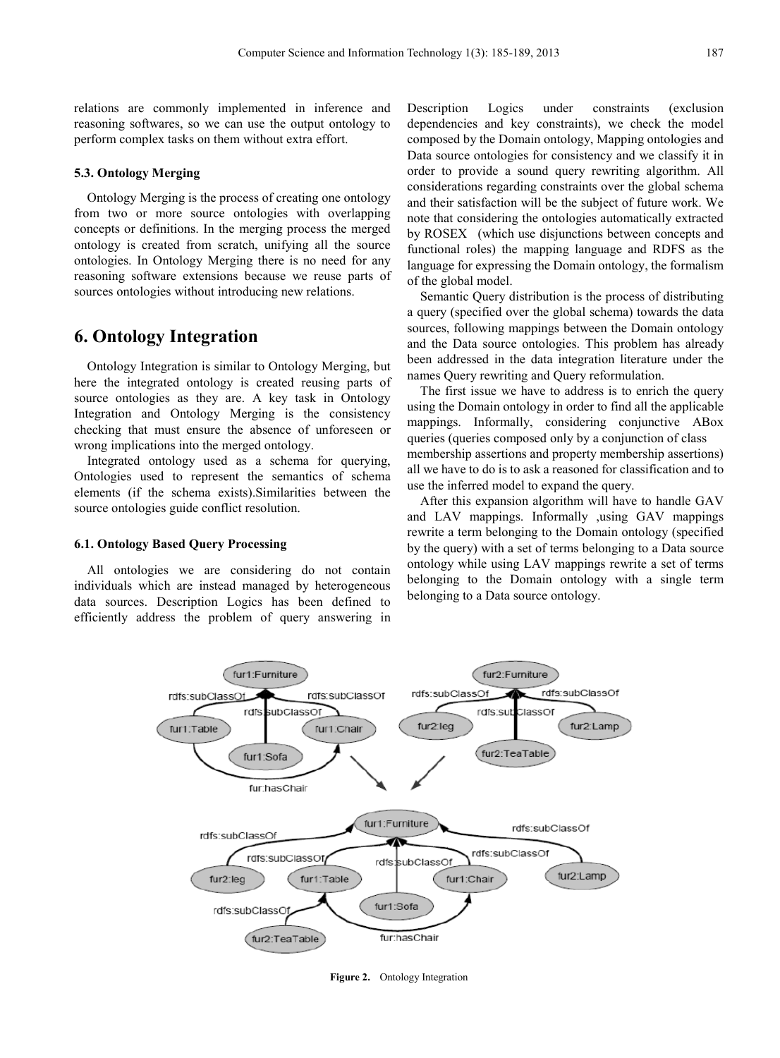relations are commonly implemented in inference and reasoning softwares, so we can use the output ontology to perform complex tasks on them without extra effort.

### 5.3. Ontology Merging

Ontology Merging is the process of creating one ontology from two or more source ontologies with overlapping concepts or definitions. In the merging process the merged ontology is created from scratch, unifying all the source ontologies. In Ontology Merging there is no need for any reasoning software extensions because we reuse parts of sources ontologies without introducing new relations.

## 6. Ontology Integration

Ontology Integration is similar to Ontology Merging, but here the integrated ontology is created reusing parts of source ontologies as they are. A key task in Ontology Integration and Ontology Merging is the consistency checking that must ensure the absence of unforeseen or wrong implications into the merged ontology.

Integrated ontology used as a schema for querying, Ontologies used to represent the semantics of schema elements (if the schema exists).Similarities between the source ontologies guide conflict resolution.

### 6.1. Ontology Based Query Processing

All ontologies we are considering do not contain individuals which are instead managed by heterogeneous data sources. Description Logics has been defined to efficiently address the problem of query answering in Description Logics under constraints (exclusion dependencies and key constraints), we check the model composed by the Domain ontology, Mapping ontologies and Data source ontologies for consistency and we classify it in order to provide a sound query rewriting algorithm. All considerations regarding constraints over the global schema and their satisfaction will be the subject of future work. We note that considering the ontologies automatically extracted by ROSEX (which use disjunctions between concepts and functional roles) the mapping language and RDFS as the language for expressing the Domain ontology, the formalism of the global model.

Semantic Query distribution is the process of distributing a query (specified over the global schema) towards the data sources, following mappings between the Domain ontology and the Data source ontologies. This problem has already been addressed in the data integration literature under the names Query rewriting and Query reformulation.

The first issue we have to address is to enrich the query using the Domain ontology in order to find all the applicable mappings. Informally, considering conjunctive ABox queries (queries composed only by a conjunction of class membership assertions and property membership assertions) all we have to do is to ask a reasoned for classification and to use the inferred model to expand the query.

After this expansion algorithm will have to handle GAV and LAV mappings. Informally ,using GAV mappings rewrite a term belonging to the Domain ontology (specified by the query) with a set of terms belonging to a Data source ontology while using LAV mappings rewrite a set of terms belonging to the Domain ontology with a single term belonging to a Data source ontology.

**Figure 2.** Ontology Integration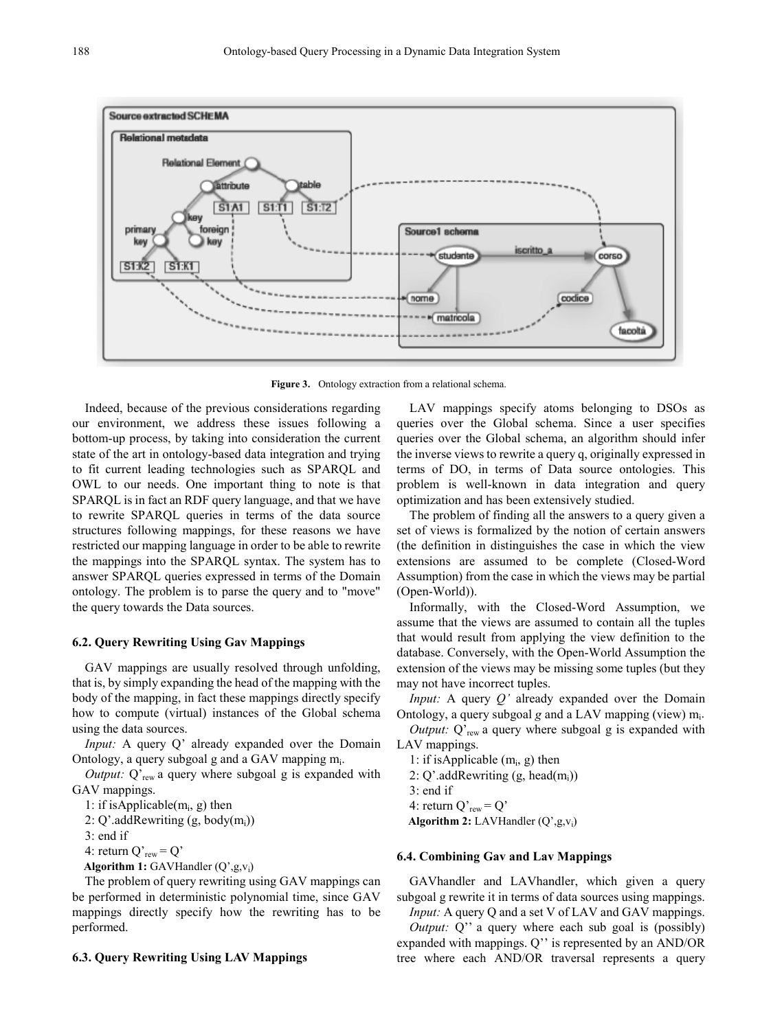Figure 3. Ontology extraction from a relational schema.

Indeed, because of the previous considerations regarding our environment, we address these issues following a bottom-up process, by taking into consideration the current state of the art in ontology-based data integration and trying to fit current leading technologies such as SPARQL and OWL to our needs. One important thing to note is that SPARQL is in fact an RDF query language, and that we have to rewrite SPARQL queries in terms of the data source structures following mappings, for these reasons we have restricted our mapping language in order to be able to rewrite the mappings into the SPARQL syntax. The system has to answer SPARQL queries expressed in terms of the Domain ontology. The problem is to parse the query and to "move" the query towards the Data sources.

### 6.2. Query Rewriting Using Gav Mappings

GAV mappings are usually resolved through unfolding, that is, by simply expanding the head of the mapping with the body of the mapping, in fact these mappings directly specify how to compute (virtual) instances of the Global schema using the data sources.

*Input:* A query Q' already expanded over the Domain Ontology, a query subgoal g and a GAV mapping $m_i$.

*Output:* $Q'_{rew}$ a query where subgoal g is expanded with GAV mappings.

1: if isApplicable($m_i$, g) then
2: Q'.addRewriting (g, body($m_i$))
3: end if
4: return $Q'_{rew} = Q'$

**Algorithm 1:** GAVHandler (Q',g,$v_i$)

The problem of query rewriting using GAV mappings can be performed in deterministic polynomial time, since GAV mappings directly specify how the rewriting has to be performed.

### 6.3. Query Rewriting Using LAV Mappings

LAV mappings specify atoms belonging to DSOs as queries over the Global schema. Since a user specifies queries over the Global schema, an algorithm should infer the inverse views to rewrite a query q, originally expressed in terms of DO, in terms of Data source ontologies. This problem is well-known in data integration and query optimization and has been extensively studied.

The problem of finding all the answers to a query given a set of views is formalized by the notion of certain answers (the definition in distinguishes the case in which the view extensions are assumed to be complete (Closed-Word Assumption) from the case in which the views may be partial (Open-World)).

Informally, with the Closed-Word Assumption, we assume that the views are assumed to contain all the tuples that would result from applying the view definition to the database. Conversely, with the Open-World Assumption the extension of the views may be missing some tuples (but they may not have incorrect tuples.

*Input:* A query *Q'* already expanded over the Domain Ontology, a query subgoal *g* and a LAV mapping (view) $m_i$.

*Output:* $Q'_{rew}$ a query where subgoal g is expanded with LAV mappings.

1: if isApplicable ($m_i$, g) then
2: Q'.addRewriting (g, head($m_i$))
3: end if
4: return $Q'_{rew} = Q'$

**Algorithm 2:** LAVHandler (Q',g,$v_i$)

### 6.4. Combining Gav and Lav Mappings

GAVhandler and LAVhandler, which given a query subgoal g rewrite it in terms of data sources using mappings.

*Input:* A query Q and a set V of LAV and GAV mappings.

*Output:* Q'' a query where each sub goal is (possibly) expanded with mappings. Q'' is represented by an AND/OR tree where each AND/OR traversal represents a query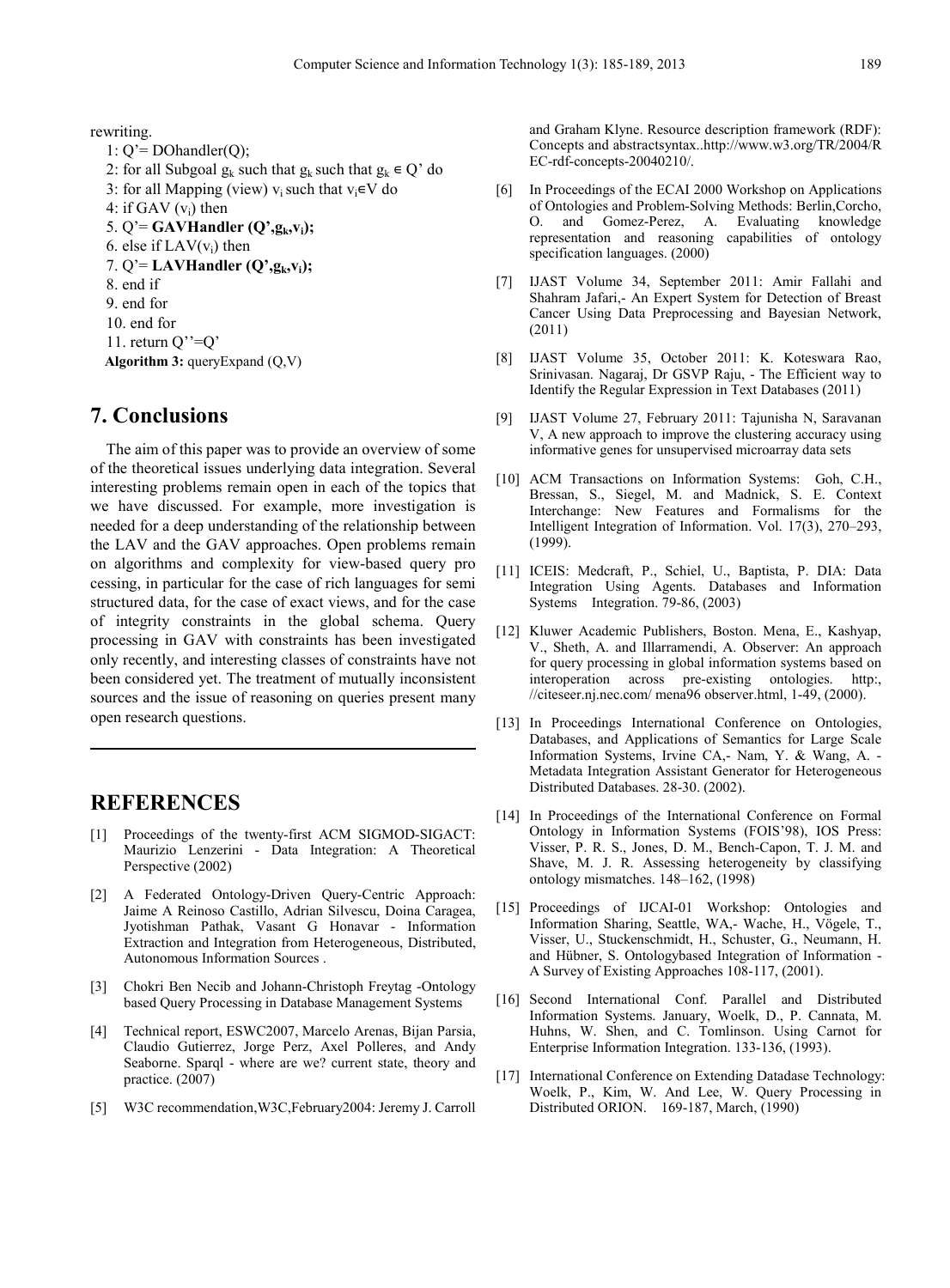rewriting.

```
1: Q'= DOhandler(Q);
2: for all Subgoal g_k such that g_k such that g_k ∈ Q' do
3: for all Mapping (view) v_i such that v_i∈V do
4: if GAV (v_i) then
5. Q'= GAVHandler (Q',g_k,v_i);
6. else if LAV(v_i) then
7. Q'= LAVHandler (Q',g_k,v_i);
8. end if
9. end for
10. end for
11. return Q''=Q'
```

**Algorithm 3:** queryExpand (Q,V)

## 7. Conclusions

The aim of this paper was to provide an overview of some of the theoretical issues underlying data integration. Several interesting problems remain open in each of the topics that we have discussed. For example, more investigation is needed for a deep understanding of the relationship between the LAV and the GAV approaches. Open problems remain on algorithms and complexity for view-based query pro cessing, in particular for the case of rich languages for semi structured data, for the case of exact views, and for the case of integrity constraints in the global schema. Query processing in GAV with constraints has been investigated only recently, and interesting classes of constraints have not been considered yet. The treatment of mutually inconsistent sources and the issue of reasoning on queries present many open research questions.

---

## REFERENCES

[1] Proceedings of the twenty-first ACM SIGMOD-SIGACT: Maurizio Lenzerini - Data Integration: A Theoretical Perspective (2002)

[2] A Federated Ontology-Driven Query-Centric Approach: Jaime A Reinoso Castillo, Adrian Silvescu, Doina Caragea, Jyotishman Pathak, Vasant G Honavar - Information Extraction and Integration from Heterogeneous, Distributed, Autonomous Information Sources .

[3] Chokri Ben Necib and Johann-Christoph Freytag -Ontology based Query Processing in Database Management Systems

[4] Technical report, ESWC2007, Marcelo Arenas, Bijan Parsia, Claudio Gutierrez, Jorge Perz, Axel Polleres, and Andy Seaborne. Sparql - where are we? current state, theory and practice. (2007)

[5] W3C recommendation,W3C,February2004: Jeremy J. Carroll and Graham Klyne. Resource description framework (RDF): Concepts and abstractsyntax..http://www.w3.org/TR/2004/REC-rdf-concepts-20040210/.

[6] In Proceedings of the ECAI 2000 Workshop on Applications of Ontologies and Problem-Solving Methods: Berlin,Corcho, O. and Gomez-Perez, A. Evaluating knowledge representation and reasoning capabilities of ontology specification languages. (2000)

[7] IJAST Volume 34, September 2011: Amir Fallahi and Shahram Jafari,- An Expert System for Detection of Breast Cancer Using Data Preprocessing and Bayesian Network, (2011)

[8] IJAST Volume 35, October 2011: K. Koteswara Rao, Srinivasan. Nagaraj, Dr GSVP Raju, - The Efficient way to Identify the Regular Expression in Text Databases (2011)

[9] IJAST Volume 27, February 2011: Tajunisha N, Saravanan V, A new approach to improve the clustering accuracy using informative genes for unsupervised microarray data sets

[10] ACM Transactions on Information Systems: Goh, C.H., Bressan, S., Siegel, M. and Madnick, S. E. Context Interchange: New Features and Formalisms for the Intelligent Integration of Information. Vol. 17(3), 270–293, (1999).

[11] ICEIS: Medcraft, P., Schiel, U., Baptista, P. DIA: Data Integration Using Agents. Databases and Information Systems Integration. 79-86, (2003)

[12] Kluwer Academic Publishers, Boston. Mena, E., Kashyap, V., Sheth, A. and Illarramendi, A. Observer: An approach for query processing in global information systems based on interoperation across pre-existing ontologies. http:, //citeseer.nj.nec.com/ mena96 observer.html, 1-49, (2000).

[13] In Proceedings International Conference on Ontologies, Databases, and Applications of Semantics for Large Scale Information Systems, Irvine CA,- Nam, Y. & Wang, A. - Metadata Integration Assistant Generator for Heterogeneous Distributed Databases. 28-30. (2002).

[14] In Proceedings of the International Conference on Formal Ontology in Information Systems (FOIS'98), IOS Press: Visser, P. R. S., Jones, D. M., Bench-Capon, T. J. M. and Shave, M. J. R. Assessing heterogeneity by classifying ontology mismatches. 148–162, (1998)

[15] Proceedings of IJCAI-01 Workshop: Ontologies and Information Sharing, Seattle, WA,- Wache, H., Vögele, T., Visser, U., Stuckenschmidt, H., Schuster, G., Neumann, H. and Hübner, S. Ontologybased Integration of Information - A Survey of Existing Approaches 108-117, (2001).

[16] Second International Conf. Parallel and Distributed Information Systems. January, Woelk, D., P. Cannata, M. Huhns, W. Shen, and C. Tomlinson. Using Carnot for Enterprise Information Integration. 133-136, (1993).

[17] International Conference on Extending Datadase Technology: Woelk, P., Kim, W. And Lee, W. Query Processing in Distributed ORION. 169-187, March, (1990)